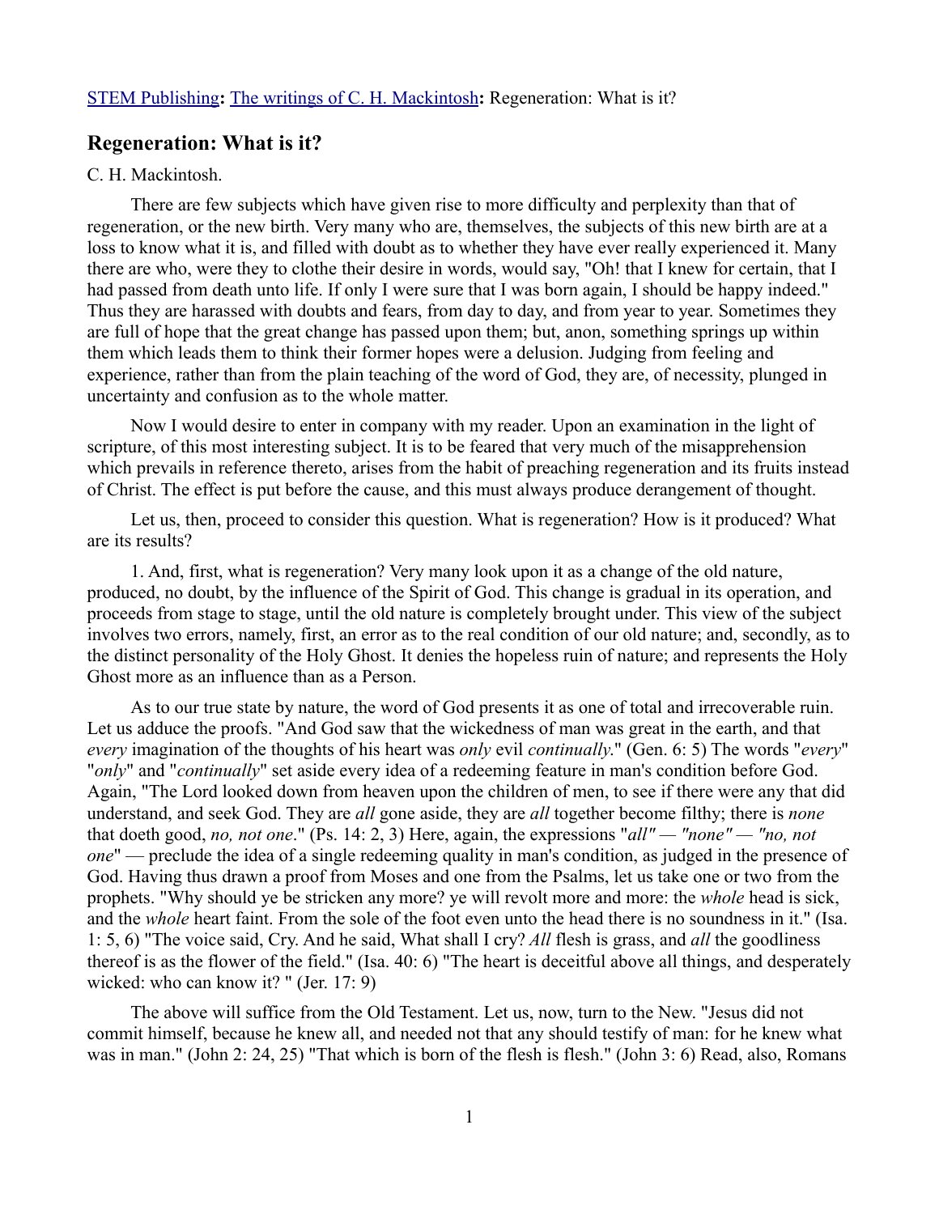STEM Publishing: The writings of C. H. Mackintosh: Regeneration: What is it?

## Regeneration: What is it?

C. H. Mackintosh.

There are few subjects which have given rise to more difficulty and perplexity than that of regeneration, or the new birth. Very many who are, themselves, the subjects of this new birth are at a loss to know what it is, and filled with doubt as to whether they have ever really experienced it. Many there are who, were they to clothe their desire in words, would say, "Oh! that I knew for certain, that I had passed from death unto life. If only I were sure that I was born again, I should be happy indeed." Thus they are harassed with doubts and fears, from day to day, and from year to year. Sometimes they are full of hope that the great change has passed upon them; but, anon, something springs up within them which leads them to think their former hopes were a delusion. Judging from feeling and experience, rather than from the plain teaching of the word of God, they are, of necessity, plunged in uncertainty and confusion as to the whole matter.

Now I would desire to enter in company with my reader. Upon an examination in the light of scripture, of this most interesting subject. It is to be feared that very much of the misapprehension which prevails in reference thereto, arises from the habit of preaching regeneration and its fruits instead of Christ. The effect is put before the cause, and this must always produce derangement of thought.

Let us, then, proceed to consider this question. What is regeneration? How is it produced? What are its results?

1. And, first, what is regeneration? Very many look upon it as a change of the old nature, produced, no doubt, by the influence of the Spirit of God. This change is gradual in its operation, and proceeds from stage to stage, until the old nature is completely brought under. This view of the subject involves two errors, namely, first, an error as to the real condition of our old nature; and, secondly, as to the distinct personality of the Holy Ghost. It denies the hopeless ruin of nature; and represents the Holy Ghost more as an influence than as a Person.

As to our true state by nature, the word of God presents it as one of total and irrecoverable ruin. Let us adduce the proofs. "And God saw that the wickedness of man was great in the earth, and that *every* imagination of the thoughts of his heart was *only* evil *continually.*" (Gen. 6: 5) The words "*every*" "*only*" and "*continually*" set aside every idea of a redeeming feature in man's condition before God. Again, "The Lord looked down from heaven upon the children of men, to see if there were any that did understand, and seek God. They are *all* gone aside, they are *all* together become filthy; there is *none* that doeth good, *no, not one*." (Ps. 14: 2, 3) Here, again, the expressions "*all" — "none" — "no, not one*" — preclude the idea of a single redeeming quality in man's condition, as judged in the presence of God. Having thus drawn a proof from Moses and one from the Psalms, let us take one or two from the prophets. "Why should ye be stricken any more? ye will revolt more and more: the *whole* head is sick, and the *whole* heart faint. From the sole of the foot even unto the head there is no soundness in it." (Isa. 1: 5, 6) "The voice said, Cry. And he said, What shall I cry? *All* flesh is grass, and *all* the goodliness thereof is as the flower of the field." (Isa. 40: 6) "The heart is deceitful above all things, and desperately wicked: who can know it? " (Jer. 17: 9)

The above will suffice from the Old Testament. Let us, now, turn to the New. "Jesus did not commit himself, because he knew all, and needed not that any should testify of man: for he knew what was in man." (John 2: 24, 25) "That which is born of the flesh is flesh." (John 3: 6) Read, also, Romans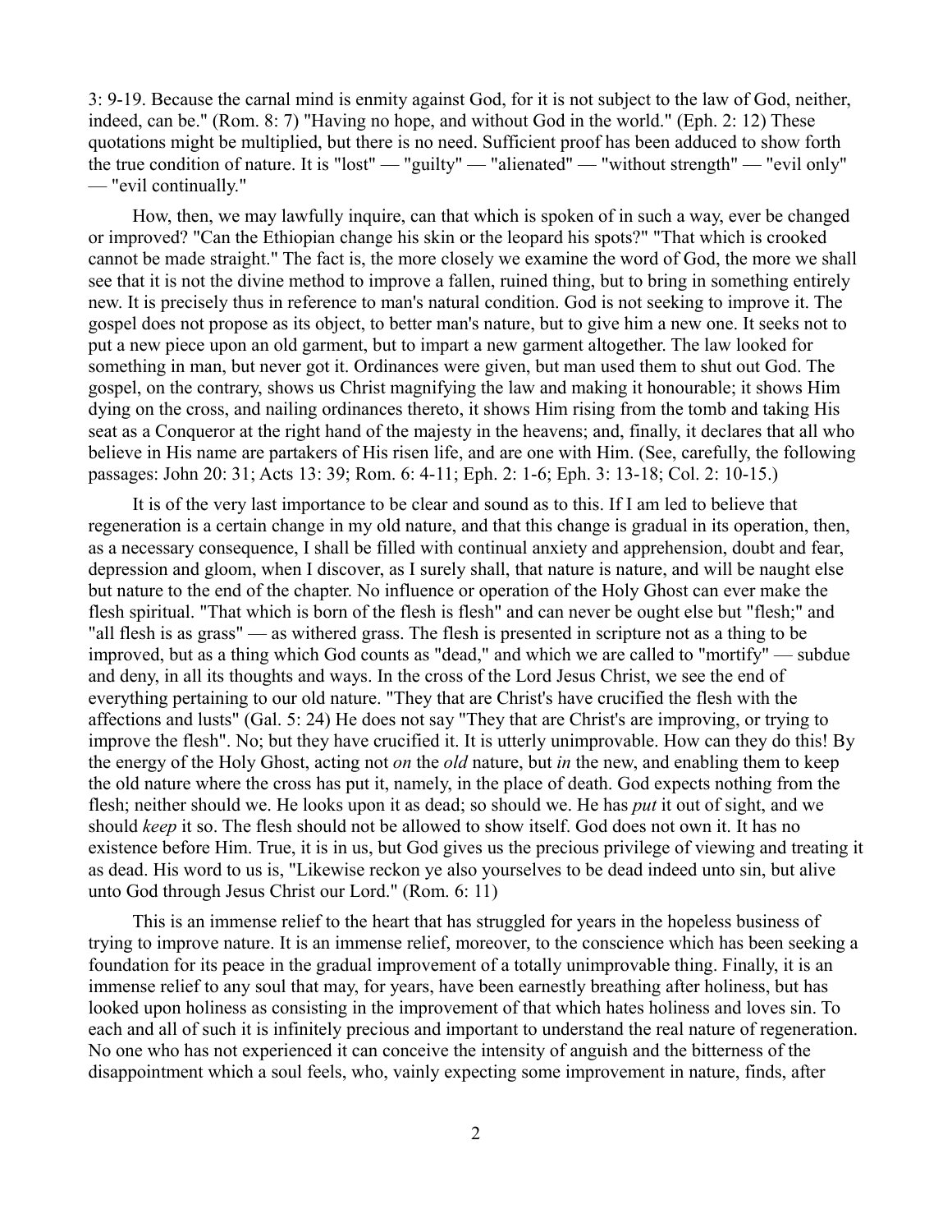3: 9-19. Because the carnal mind is enmity against God, for it is not subject to the law of God, neither, indeed, can be." (Rom. 8: 7) "Having no hope, and without God in the world." (Eph. 2: 12) These quotations might be multiplied, but there is no need. Sufficient proof has been adduced to show forth the true condition of nature. It is "lost" — "guilty" — "alienated" — "without strength" — "evil only" — "evil continually."

How, then, we may lawfully inquire, can that which is spoken of in such a way, ever be changed or improved? "Can the Ethiopian change his skin or the leopard his spots?" "That which is crooked cannot be made straight." The fact is, the more closely we examine the word of God, the more we shall see that it is not the divine method to improve a fallen, ruined thing, but to bring in something entirely new. It is precisely thus in reference to man's natural condition. God is not seeking to improve it. The gospel does not propose as its object, to better man's nature, but to give him a new one. It seeks not to put a new piece upon an old garment, but to impart a new garment altogether. The law looked for something in man, but never got it. Ordinances were given, but man used them to shut out God. The gospel, on the contrary, shows us Christ magnifying the law and making it honourable; it shows Him dying on the cross, and nailing ordinances thereto, it shows Him rising from the tomb and taking His seat as a Conqueror at the right hand of the majesty in the heavens; and, finally, it declares that all who believe in His name are partakers of His risen life, and are one with Him. (See, carefully, the following passages: John 20: 31; Acts 13: 39; Rom. 6: 4-11; Eph. 2: 1-6; Eph. 3: 13-18; Col. 2: 10-15.)

It is of the very last importance to be clear and sound as to this. If I am led to believe that regeneration is a certain change in my old nature, and that this change is gradual in its operation, then, as a necessary consequence, I shall be filled with continual anxiety and apprehension, doubt and fear, depression and gloom, when I discover, as I surely shall, that nature is nature, and will be naught else but nature to the end of the chapter. No influence or operation of the Holy Ghost can ever make the flesh spiritual. "That which is born of the flesh is flesh" and can never be ought else but "flesh;" and "all flesh is as grass" — as withered grass. The flesh is presented in scripture not as a thing to be improved, but as a thing which God counts as "dead," and which we are called to "mortify" — subdue and deny, in all its thoughts and ways. In the cross of the Lord Jesus Christ, we see the end of everything pertaining to our old nature. "They that are Christ's have crucified the flesh with the affections and lusts" (Gal. 5: 24) He does not say "They that are Christ's are improving, or trying to improve the flesh". No; but they have crucified it. It is utterly unimprovable. How can they do this! By the energy of the Holy Ghost, acting not *on* the *old* nature, but *in* the new, and enabling them to keep the old nature where the cross has put it, namely, in the place of death. God expects nothing from the flesh; neither should we. He looks upon it as dead; so should we. He has *put* it out of sight, and we should *keep* it so. The flesh should not be allowed to show itself. God does not own it. It has no existence before Him. True, it is in us, but God gives us the precious privilege of viewing and treating it as dead. His word to us is, "Likewise reckon ye also yourselves to be dead indeed unto sin, but alive unto God through Jesus Christ our Lord." (Rom. 6: 11)

This is an immense relief to the heart that has struggled for years in the hopeless business of trying to improve nature. It is an immense relief, moreover, to the conscience which has been seeking a foundation for its peace in the gradual improvement of a totally unimprovable thing. Finally, it is an immense relief to any soul that may, for years, have been earnestly breathing after holiness, but has looked upon holiness as consisting in the improvement of that which hates holiness and loves sin. To each and all of such it is infinitely precious and important to understand the real nature of regeneration. No one who has not experienced it can conceive the intensity of anguish and the bitterness of the disappointment which a soul feels, who, vainly expecting some improvement in nature, finds, after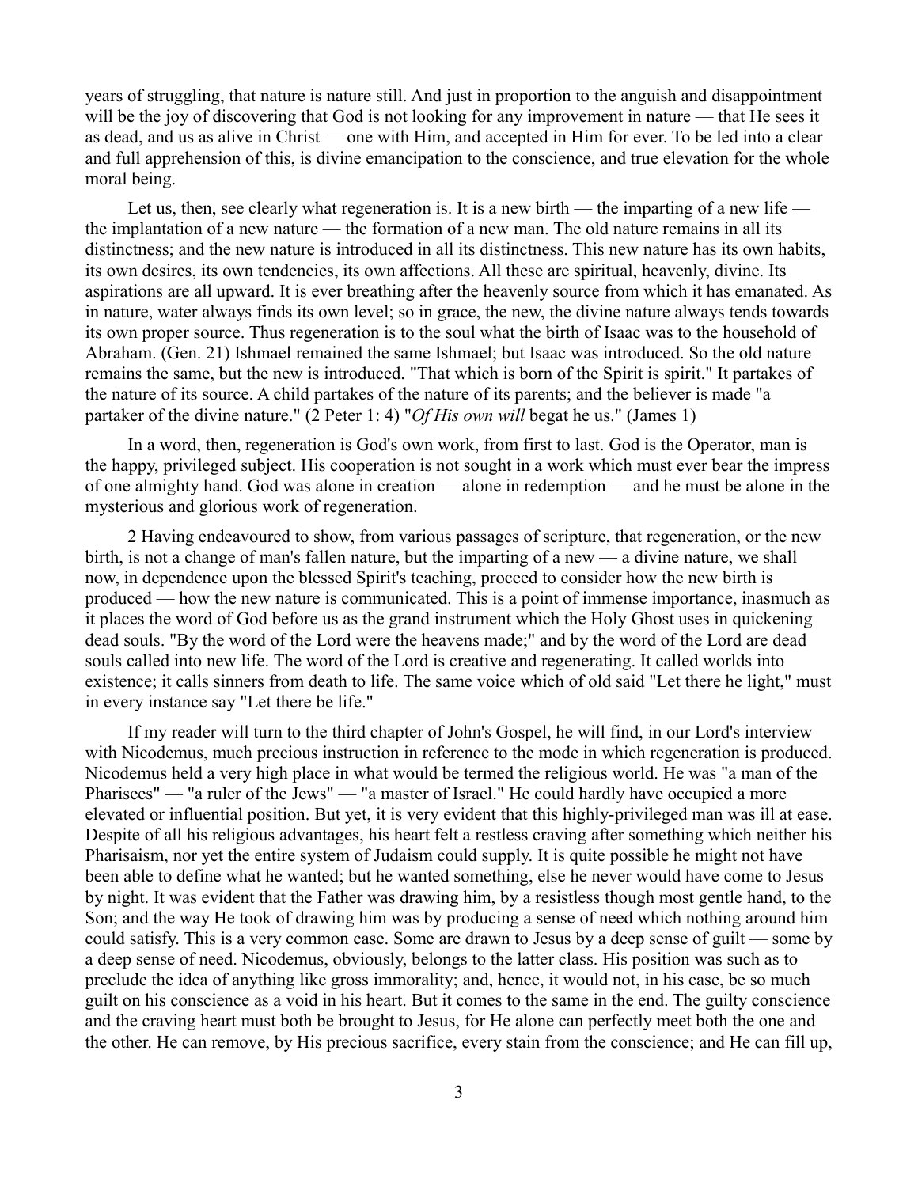years of struggling, that nature is nature still. And just in proportion to the anguish and disappointment will be the joy of discovering that God is not looking for any improvement in nature — that He sees it as dead, and us as alive in Christ — one with Him, and accepted in Him for ever. To be led into a clear and full apprehension of this, is divine emancipation to the conscience, and true elevation for the whole moral being.

Let us, then, see clearly what regeneration is. It is a new birth — the imparting of a new life — the implantation of a new nature — the formation of a new man. The old nature remains in all its distinctness; and the new nature is introduced in all its distinctness. This new nature has its own habits, its own desires, its own tendencies, its own affections. All these are spiritual, heavenly, divine. Its aspirations are all upward. It is ever breathing after the heavenly source from which it has emanated. As in nature, water always finds its own level; so in grace, the new, the divine nature always tends towards its own proper source. Thus regeneration is to the soul what the birth of Isaac was to the household of Abraham. (Gen. 21) Ishmael remained the same Ishmael; but Isaac was introduced. So the old nature remains the same, but the new is introduced. "That which is born of the Spirit is spirit." It partakes of the nature of its source. A child partakes of the nature of its parents; and the believer is made "a partaker of the divine nature." (2 Peter 1: 4) "*Of His own will* begat he us." (James 1)

In a word, then, regeneration is God's own work, from first to last. God is the Operator, man is the happy, privileged subject. His cooperation is not sought in a work which must ever bear the impress of one almighty hand. God was alone in creation — alone in redemption — and he must be alone in the mysterious and glorious work of regeneration.

2 Having endeavoured to show, from various passages of scripture, that regeneration, or the new birth, is not a change of man's fallen nature, but the imparting of a new — a divine nature, we shall now, in dependence upon the blessed Spirit's teaching, proceed to consider how the new birth is produced — how the new nature is communicated. This is a point of immense importance, inasmuch as it places the word of God before us as the grand instrument which the Holy Ghost uses in quickening dead souls. "By the word of the Lord were the heavens made;" and by the word of the Lord are dead souls called into new life. The word of the Lord is creative and regenerating. It called worlds into existence; it calls sinners from death to life. The same voice which of old said "Let there he light," must in every instance say "Let there be life."

If my reader will turn to the third chapter of John's Gospel, he will find, in our Lord's interview with Nicodemus, much precious instruction in reference to the mode in which regeneration is produced. Nicodemus held a very high place in what would be termed the religious world. He was "a man of the Pharisees" — "a ruler of the Jews" — "a master of Israel." He could hardly have occupied a more elevated or influential position. But yet, it is very evident that this highly-privileged man was ill at ease. Despite of all his religious advantages, his heart felt a restless craving after something which neither his Pharisaism, nor yet the entire system of Judaism could supply. It is quite possible he might not have been able to define what he wanted; but he wanted something, else he never would have come to Jesus by night. It was evident that the Father was drawing him, by a resistless though most gentle hand, to the Son; and the way He took of drawing him was by producing a sense of need which nothing around him could satisfy. This is a very common case. Some are drawn to Jesus by a deep sense of guilt — some by a deep sense of need. Nicodemus, obviously, belongs to the latter class. His position was such as to preclude the idea of anything like gross immorality; and, hence, it would not, in his case, be so much guilt on his conscience as a void in his heart. But it comes to the same in the end. The guilty conscience and the craving heart must both be brought to Jesus, for He alone can perfectly meet both the one and the other. He can remove, by His precious sacrifice, every stain from the conscience; and He can fill up,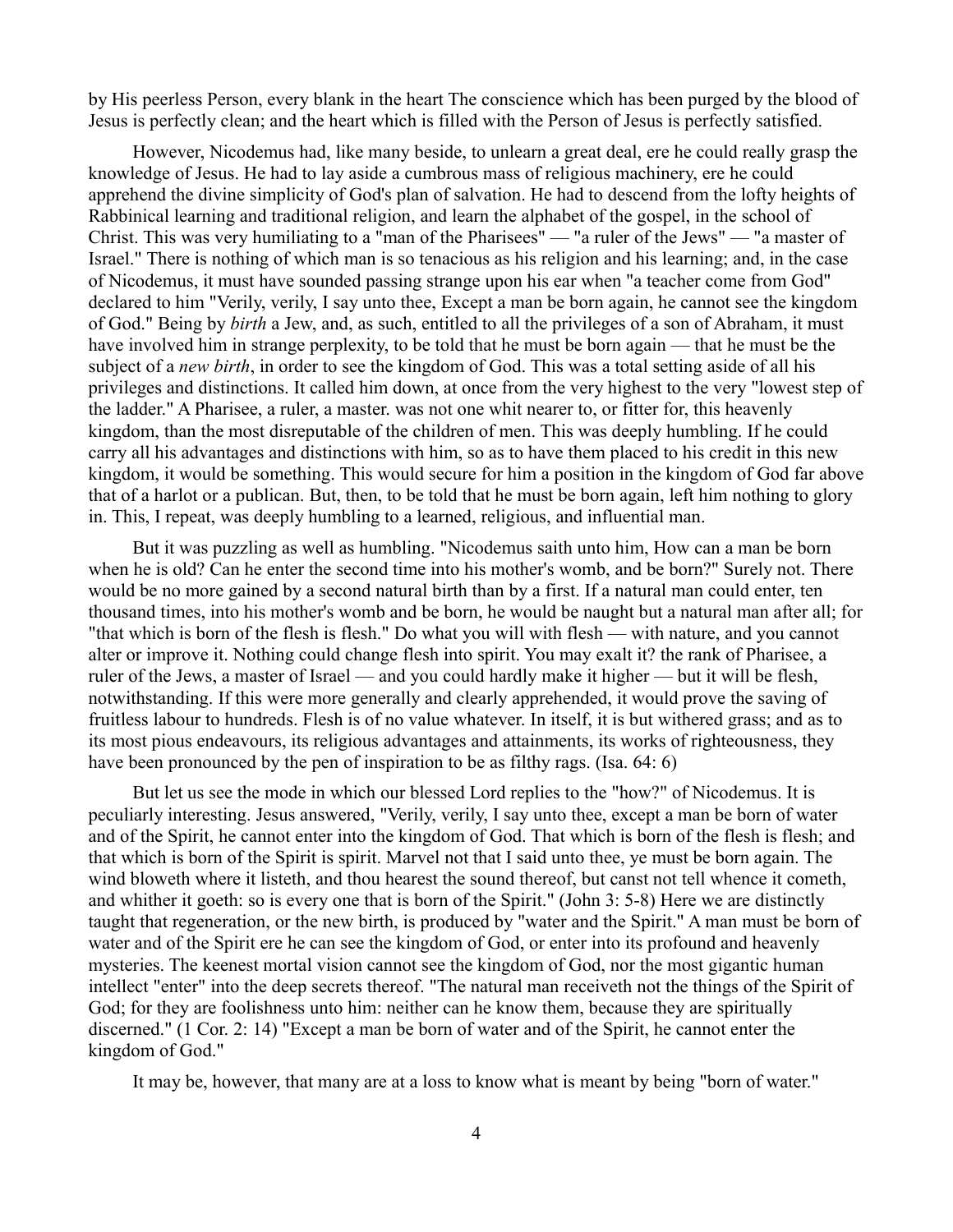by His peerless Person, every blank in the heart The conscience which has been purged by the blood of Jesus is perfectly clean; and the heart which is filled with the Person of Jesus is perfectly satisfied.

However, Nicodemus had, like many beside, to unlearn a great deal, ere he could really grasp the knowledge of Jesus. He had to lay aside a cumbrous mass of religious machinery, ere he could apprehend the divine simplicity of God's plan of salvation. He had to descend from the lofty heights of Rabbinical learning and traditional religion, and learn the alphabet of the gospel, in the school of Christ. This was very humiliating to a "man of the Pharisees" — "a ruler of the Jews" — "a master of Israel." There is nothing of which man is so tenacious as his religion and his learning; and, in the case of Nicodemus, it must have sounded passing strange upon his ear when "a teacher come from God" declared to him "Verily, verily, I say unto thee, Except a man be born again, he cannot see the kingdom of God." Being by *birth* a Jew, and, as such, entitled to all the privileges of a son of Abraham, it must have involved him in strange perplexity, to be told that he must be born again — that he must be the subject of a *new birth*, in order to see the kingdom of God. This was a total setting aside of all his privileges and distinctions. It called him down, at once from the very highest to the very "lowest step of the ladder." A Pharisee, a ruler, a master. was not one whit nearer to, or fitter for, this heavenly kingdom, than the most disreputable of the children of men. This was deeply humbling. If he could carry all his advantages and distinctions with him, so as to have them placed to his credit in this new kingdom, it would be something. This would secure for him a position in the kingdom of God far above that of a harlot or a publican. But, then, to be told that he must be born again, left him nothing to glory in. This, I repeat, was deeply humbling to a learned, religious, and influential man.

But it was puzzling as well as humbling. "Nicodemus saith unto him, How can a man be born when he is old? Can he enter the second time into his mother's womb, and be born?" Surely not. There would be no more gained by a second natural birth than by a first. If a natural man could enter, ten thousand times, into his mother's womb and be born, he would be naught but a natural man after all; for "that which is born of the flesh is flesh." Do what you will with flesh — with nature, and you cannot alter or improve it. Nothing could change flesh into spirit. You may exalt it? the rank of Pharisee, a ruler of the Jews, a master of Israel — and you could hardly make it higher — but it will be flesh, notwithstanding. If this were more generally and clearly apprehended, it would prove the saving of fruitless labour to hundreds. Flesh is of no value whatever. In itself, it is but withered grass; and as to its most pious endeavours, its religious advantages and attainments, its works of righteousness, they have been pronounced by the pen of inspiration to be as filthy rags. (Isa. 64: 6)

But let us see the mode in which our blessed Lord replies to the "how?" of Nicodemus. It is peculiarly interesting. Jesus answered, "Verily, verily, I say unto thee, except a man be born of water and of the Spirit, he cannot enter into the kingdom of God. That which is born of the flesh is flesh; and that which is born of the Spirit is spirit. Marvel not that I said unto thee, ye must be born again. The wind bloweth where it listeth, and thou hearest the sound thereof, but canst not tell whence it cometh, and whither it goeth: so is every one that is born of the Spirit." (John 3: 5-8) Here we are distinctly taught that regeneration, or the new birth, is produced by "water and the Spirit." A man must be born of water and of the Spirit ere he can see the kingdom of God, or enter into its profound and heavenly mysteries. The keenest mortal vision cannot see the kingdom of God, nor the most gigantic human intellect "enter" into the deep secrets thereof. "The natural man receiveth not the things of the Spirit of God; for they are foolishness unto him: neither can he know them, because they are spiritually discerned." (1 Cor. 2: 14) "Except a man be born of water and of the Spirit, he cannot enter the kingdom of God."

It may be, however, that many are at a loss to know what is meant by being "born of water."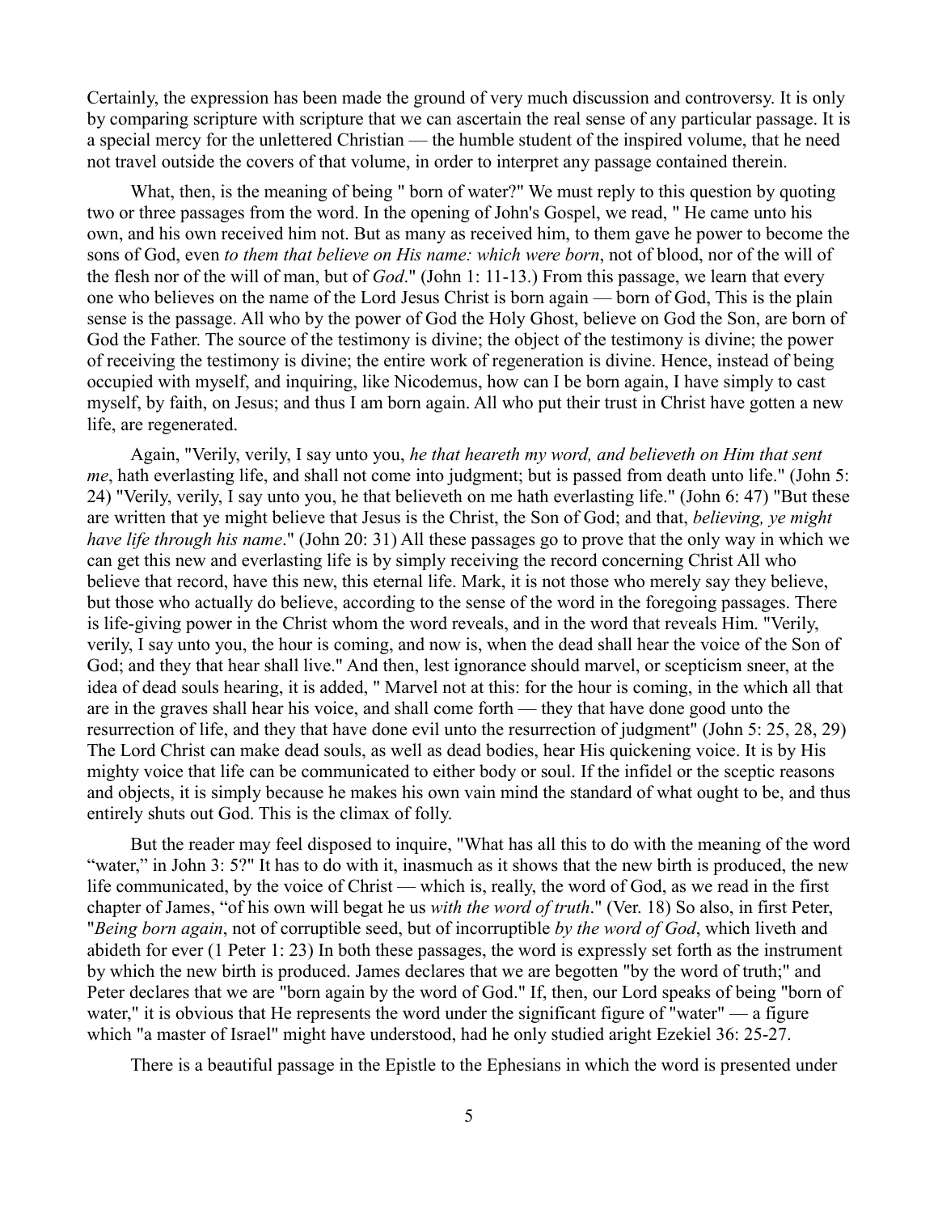Certainly, the expression has been made the ground of very much discussion and controversy. It is only by comparing scripture with scripture that we can ascertain the real sense of any particular passage. It is a special mercy for the unlettered Christian — the humble student of the inspired volume, that he need not travel outside the covers of that volume, in order to interpret any passage contained therein.

What, then, is the meaning of being " born of water?" We must reply to this question by quoting two or three passages from the word. In the opening of John's Gospel, we read, " He came unto his own, and his own received him not. But as many as received him, to them gave he power to become the sons of God, even *to them that believe on His name: which were born*, not of blood, nor of the will of the flesh nor of the will of man, but of *God*." (John 1: 11-13.) From this passage, we learn that every one who believes on the name of the Lord Jesus Christ is born again — born of God, This is the plain sense is the passage. All who by the power of God the Holy Ghost, believe on God the Son, are born of God the Father. The source of the testimony is divine; the object of the testimony is divine; the power of receiving the testimony is divine; the entire work of regeneration is divine. Hence, instead of being occupied with myself, and inquiring, like Nicodemus, how can I be born again, I have simply to cast myself, by faith, on Jesus; and thus I am born again. All who put their trust in Christ have gotten a new life, are regenerated.

Again, "Verily, verily, I say unto you, *he that heareth my word, and believeth on Him that sent me*, hath everlasting life, and shall not come into judgment; but is passed from death unto life." (John 5: 24) "Verily, verily, I say unto you, he that believeth on me hath everlasting life." (John 6: 47) "But these are written that ye might believe that Jesus is the Christ, the Son of God; and that, *believing, ye might have life through his name*." (John 20: 31) All these passages go to prove that the only way in which we can get this new and everlasting life is by simply receiving the record concerning Christ All who believe that record, have this new, this eternal life. Mark, it is not those who merely say they believe, but those who actually do believe, according to the sense of the word in the foregoing passages. There is life-giving power in the Christ whom the word reveals, and in the word that reveals Him. "Verily, verily, I say unto you, the hour is coming, and now is, when the dead shall hear the voice of the Son of God; and they that hear shall live." And then, lest ignorance should marvel, or scepticism sneer, at the idea of dead souls hearing, it is added, " Marvel not at this: for the hour is coming, in the which all that are in the graves shall hear his voice, and shall come forth — they that have done good unto the resurrection of life, and they that have done evil unto the resurrection of judgment" (John 5: 25, 28, 29) The Lord Christ can make dead souls, as well as dead bodies, hear His quickening voice. It is by His mighty voice that life can be communicated to either body or soul. If the infidel or the sceptic reasons and objects, it is simply because he makes his own vain mind the standard of what ought to be, and thus entirely shuts out God. This is the climax of folly.

But the reader may feel disposed to inquire, "What has all this to do with the meaning of the word "water," in John 3: 5?" It has to do with it, inasmuch as it shows that the new birth is produced, the new life communicated, by the voice of Christ — which is, really, the word of God, as we read in the first chapter of James, "of his own will begat he us *with the word of truth*." (Ver. 18) So also, in first Peter, "*Being born again*, not of corruptible seed, but of incorruptible *by the word of God*, which liveth and abideth for ever (1 Peter 1: 23) In both these passages, the word is expressly set forth as the instrument by which the new birth is produced. James declares that we are begotten "by the word of truth;" and Peter declares that we are "born again by the word of God." If, then, our Lord speaks of being "born of water," it is obvious that He represents the word under the significant figure of "water" — a figure which "a master of Israel" might have understood, had he only studied aright Ezekiel 36: 25-27.

There is a beautiful passage in the Epistle to the Ephesians in which the word is presented under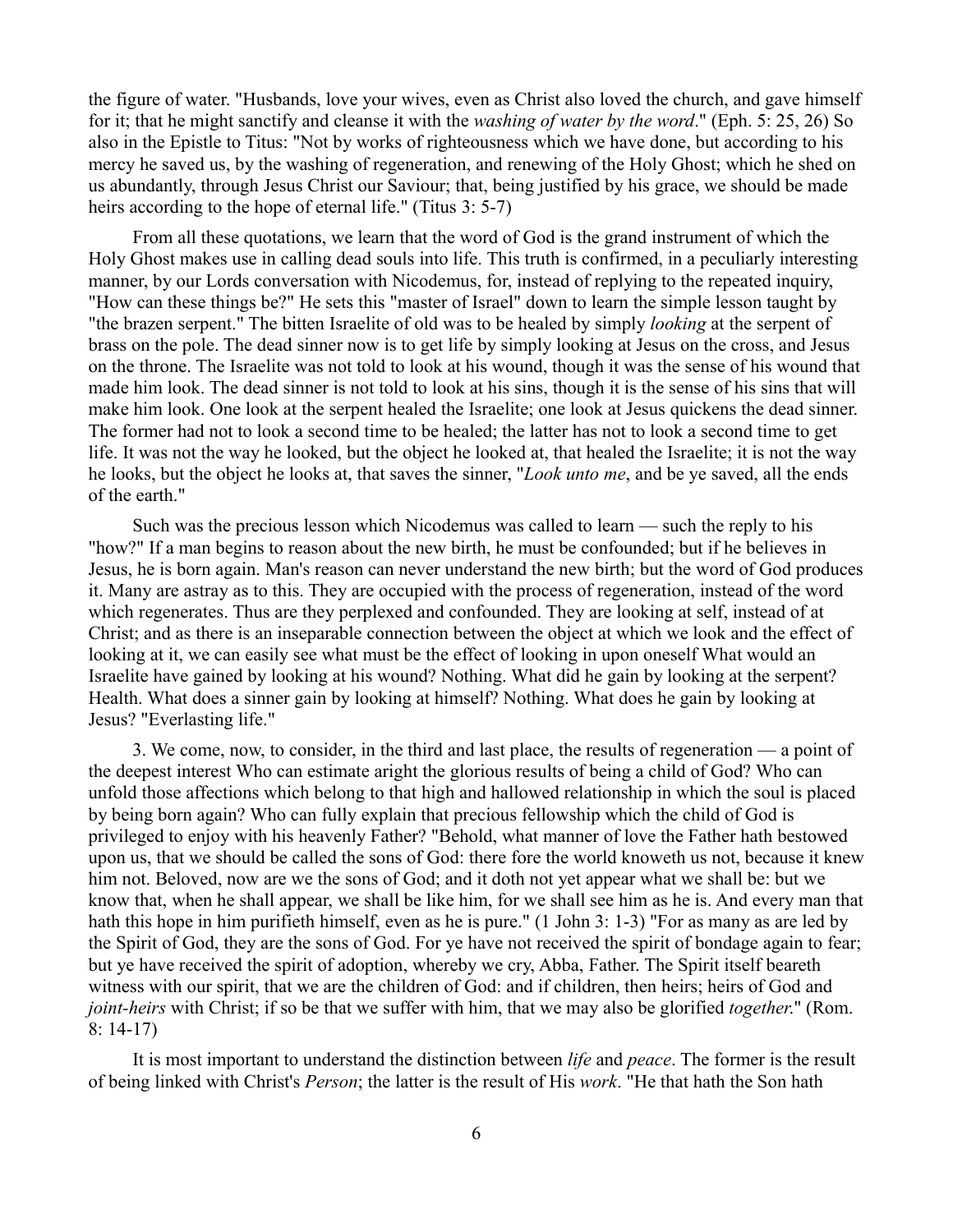the figure of water. "Husbands, love your wives, even as Christ also loved the church, and gave himself for it; that he might sanctify and cleanse it with the *washing of water by the word*." (Eph. 5: 25, 26) So also in the Epistle to Titus: "Not by works of righteousness which we have done, but according to his mercy he saved us, by the washing of regeneration, and renewing of the Holy Ghost; which he shed on us abundantly, through Jesus Christ our Saviour; that, being justified by his grace, we should be made heirs according to the hope of eternal life." (Titus 3: 5-7)

From all these quotations, we learn that the word of God is the grand instrument of which the Holy Ghost makes use in calling dead souls into life. This truth is confirmed, in a peculiarly interesting manner, by our Lords conversation with Nicodemus, for, instead of replying to the repeated inquiry, "How can these things be?" He sets this "master of Israel" down to learn the simple lesson taught by "the brazen serpent." The bitten Israelite of old was to be healed by simply *looking* at the serpent of brass on the pole. The dead sinner now is to get life by simply looking at Jesus on the cross, and Jesus on the throne. The Israelite was not told to look at his wound, though it was the sense of his wound that made him look. The dead sinner is not told to look at his sins, though it is the sense of his sins that will make him look. One look at the serpent healed the Israelite; one look at Jesus quickens the dead sinner. The former had not to look a second time to be healed; the latter has not to look a second time to get life. It was not the way he looked, but the object he looked at, that healed the Israelite; it is not the way he looks, but the object he looks at, that saves the sinner, "*Look unto me*, and be ye saved, all the ends of the earth."

Such was the precious lesson which Nicodemus was called to learn — such the reply to his "how?" If a man begins to reason about the new birth, he must be confounded; but if he believes in Jesus, he is born again. Man's reason can never understand the new birth; but the word of God produces it. Many are astray as to this. They are occupied with the process of regeneration, instead of the word which regenerates. Thus are they perplexed and confounded. They are looking at self, instead of at Christ; and as there is an inseparable connection between the object at which we look and the effect of looking at it, we can easily see what must be the effect of looking in upon oneself What would an Israelite have gained by looking at his wound? Nothing. What did he gain by looking at the serpent? Health. What does a sinner gain by looking at himself? Nothing. What does he gain by looking at Jesus? "Everlasting life."

3. We come, now, to consider, in the third and last place, the results of regeneration — a point of the deepest interest Who can estimate aright the glorious results of being a child of God? Who can unfold those affections which belong to that high and hallowed relationship in which the soul is placed by being born again? Who can fully explain that precious fellowship which the child of God is privileged to enjoy with his heavenly Father? "Behold, what manner of love the Father hath bestowed upon us, that we should be called the sons of God: there fore the world knoweth us not, because it knew him not. Beloved, now are we the sons of God; and it doth not yet appear what we shall be: but we know that, when he shall appear, we shall be like him, for we shall see him as he is. And every man that hath this hope in him purifieth himself, even as he is pure." (1 John 3: 1-3) "For as many as are led by the Spirit of God, they are the sons of God. For ye have not received the spirit of bondage again to fear; but ye have received the spirit of adoption, whereby we cry, Abba, Father. The Spirit itself beareth witness with our spirit, that we are the children of God: and if children, then heirs; heirs of God and *joint-heirs* with Christ; if so be that we suffer with him, that we may also be glorified *together*." (Rom. 8: 14-17)

It is most important to understand the distinction between *life* and *peace*. The former is the result of being linked with Christ's *Person*; the latter is the result of His *work*. "He that hath the Son hath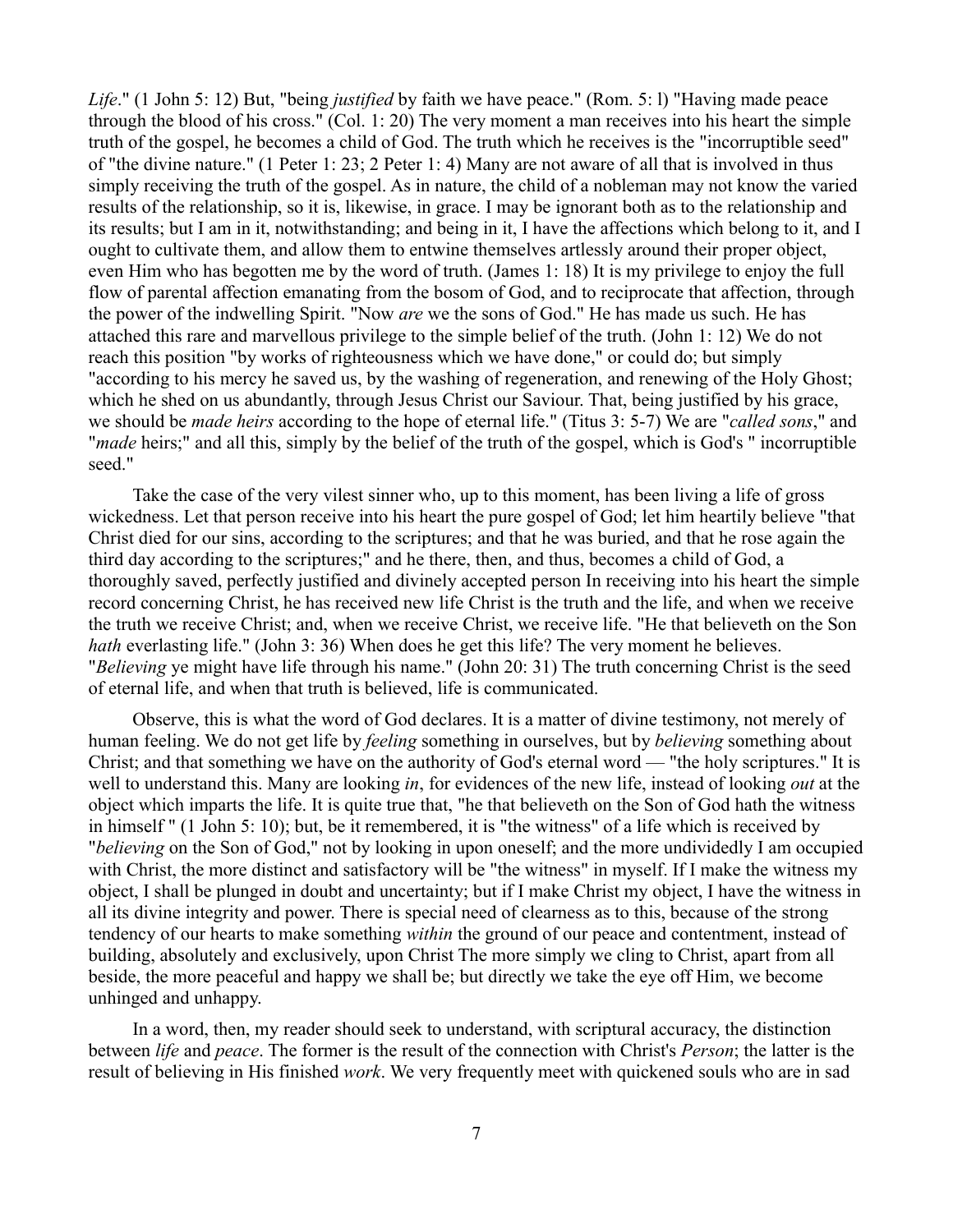*Life*." (1 John 5: 12) But, "being *justified* by faith we have peace." (Rom. 5: l) "Having made peace through the blood of his cross." (Col. 1: 20) The very moment a man receives into his heart the simple truth of the gospel, he becomes a child of God. The truth which he receives is the "incorruptible seed" of "the divine nature." (1 Peter 1: 23; 2 Peter 1: 4) Many are not aware of all that is involved in thus simply receiving the truth of the gospel. As in nature, the child of a nobleman may not know the varied results of the relationship, so it is, likewise, in grace. I may be ignorant both as to the relationship and its results; but I am in it, notwithstanding; and being in it, I have the affections which belong to it, and I ought to cultivate them, and allow them to entwine themselves artlessly around their proper object, even Him who has begotten me by the word of truth. (James 1: 18) It is my privilege to enjoy the full flow of parental affection emanating from the bosom of God, and to reciprocate that affection, through the power of the indwelling Spirit. "Now *are* we the sons of God." He has made us such. He has attached this rare and marvellous privilege to the simple belief of the truth. (John 1: 12) We do not reach this position "by works of righteousness which we have done," or could do; but simply "according to his mercy he saved us, by the washing of regeneration, and renewing of the Holy Ghost; which he shed on us abundantly, through Jesus Christ our Saviour. That, being justified by his grace, we should be *made heirs* according to the hope of eternal life." (Titus 3: 5-7) We are "*called sons*," and "*made* heirs;" and all this, simply by the belief of the truth of the gospel, which is God's " incorruptible seed."

Take the case of the very vilest sinner who, up to this moment, has been living a life of gross wickedness. Let that person receive into his heart the pure gospel of God; let him heartily believe "that Christ died for our sins, according to the scriptures; and that he was buried, and that he rose again the third day according to the scriptures;" and he there, then, and thus, becomes a child of God, a thoroughly saved, perfectly justified and divinely accepted person In receiving into his heart the simple record concerning Christ, he has received new life Christ is the truth and the life, and when we receive the truth we receive Christ; and, when we receive Christ, we receive life. "He that believeth on the Son *hath* everlasting life." (John 3: 36) When does he get this life? The very moment he believes. "*Believing* ye might have life through his name." (John 20: 31) The truth concerning Christ is the seed of eternal life, and when that truth is believed, life is communicated.

Observe, this is what the word of God declares. It is a matter of divine testimony, not merely of human feeling. We do not get life by *feeling* something in ourselves, but by *believing* something about Christ; and that something we have on the authority of God's eternal word — "the holy scriptures." It is well to understand this. Many are looking *in*, for evidences of the new life, instead of looking *out* at the object which imparts the life. It is quite true that, "he that believeth on the Son of God hath the witness in himself " (1 John 5: 10); but, be it remembered, it is "the witness" of a life which is received by "*believing* on the Son of God," not by looking in upon oneself; and the more undividedly I am occupied with Christ, the more distinct and satisfactory will be "the witness" in myself. If I make the witness my object, I shall be plunged in doubt and uncertainty; but if I make Christ my object, I have the witness in all its divine integrity and power. There is special need of clearness as to this, because of the strong tendency of our hearts to make something *within* the ground of our peace and contentment, instead of building, absolutely and exclusively, upon Christ The more simply we cling to Christ, apart from all beside, the more peaceful and happy we shall be; but directly we take the eye off Him, we become unhinged and unhappy.

In a word, then, my reader should seek to understand, with scriptural accuracy, the distinction between *life* and *peace*. The former is the result of the connection with Christ's *Person*; the latter is the result of believing in His finished *work*. We very frequently meet with quickened souls who are in sad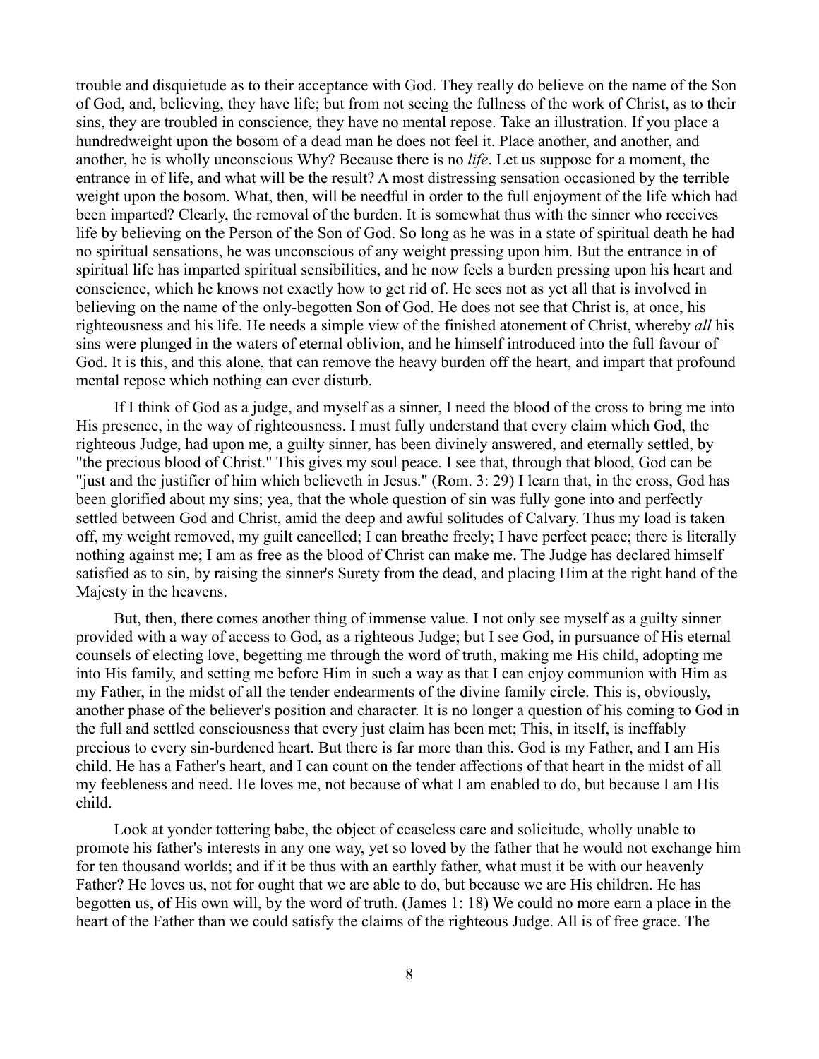trouble and disquietude as to their acceptance with God. They really do believe on the name of the Son of God, and, believing, they have life; but from not seeing the fullness of the work of Christ, as to their sins, they are troubled in conscience, they have no mental repose. Take an illustration. If you place a hundredweight upon the bosom of a dead man he does not feel it. Place another, and another, and another, he is wholly unconscious Why? Because there is no *life*. Let us suppose for a moment, the entrance in of life, and what will be the result? A most distressing sensation occasioned by the terrible weight upon the bosom. What, then, will be needful in order to the full enjoyment of the life which had been imparted? Clearly, the removal of the burden. It is somewhat thus with the sinner who receives life by believing on the Person of the Son of God. So long as he was in a state of spiritual death he had no spiritual sensations, he was unconscious of any weight pressing upon him. But the entrance in of spiritual life has imparted spiritual sensibilities, and he now feels a burden pressing upon his heart and conscience, which he knows not exactly how to get rid of. He sees not as yet all that is involved in believing on the name of the only-begotten Son of God. He does not see that Christ is, at once, his righteousness and his life. He needs a simple view of the finished atonement of Christ, whereby *all* his sins were plunged in the waters of eternal oblivion, and he himself introduced into the full favour of God. It is this, and this alone, that can remove the heavy burden off the heart, and impart that profound mental repose which nothing can ever disturb.

If I think of God as a judge, and myself as a sinner, I need the blood of the cross to bring me into His presence, in the way of righteousness. I must fully understand that every claim which God, the righteous Judge, had upon me, a guilty sinner, has been divinely answered, and eternally settled, by "the precious blood of Christ." This gives my soul peace. I see that, through that blood, God can be "just and the justifier of him which believeth in Jesus." (Rom. 3: 29) I learn that, in the cross, God has been glorified about my sins; yea, that the whole question of sin was fully gone into and perfectly settled between God and Christ, amid the deep and awful solitudes of Calvary. Thus my load is taken off, my weight removed, my guilt cancelled; I can breathe freely; I have perfect peace; there is literally nothing against me; I am as free as the blood of Christ can make me. The Judge has declared himself satisfied as to sin, by raising the sinner's Surety from the dead, and placing Him at the right hand of the Majesty in the heavens.

But, then, there comes another thing of immense value. I not only see myself as a guilty sinner provided with a way of access to God, as a righteous Judge; but I see God, in pursuance of His eternal counsels of electing love, begetting me through the word of truth, making me His child, adopting me into His family, and setting me before Him in such a way as that I can enjoy communion with Him as my Father, in the midst of all the tender endearments of the divine family circle. This is, obviously, another phase of the believer's position and character. It is no longer a question of his coming to God in the full and settled consciousness that every just claim has been met; This, in itself, is ineffably precious to every sin-burdened heart. But there is far more than this. God is my Father, and I am His child. He has a Father's heart, and I can count on the tender affections of that heart in the midst of all my feebleness and need. He loves me, not because of what I am enabled to do, but because I am His child.

Look at yonder tottering babe, the object of ceaseless care and solicitude, wholly unable to promote his father's interests in any one way, yet so loved by the father that he would not exchange him for ten thousand worlds; and if it be thus with an earthly father, what must it be with our heavenly Father? He loves us, not for ought that we are able to do, but because we are His children. He has begotten us, of His own will, by the word of truth. (James 1: 18) We could no more earn a place in the heart of the Father than we could satisfy the claims of the righteous Judge. All is of free grace. The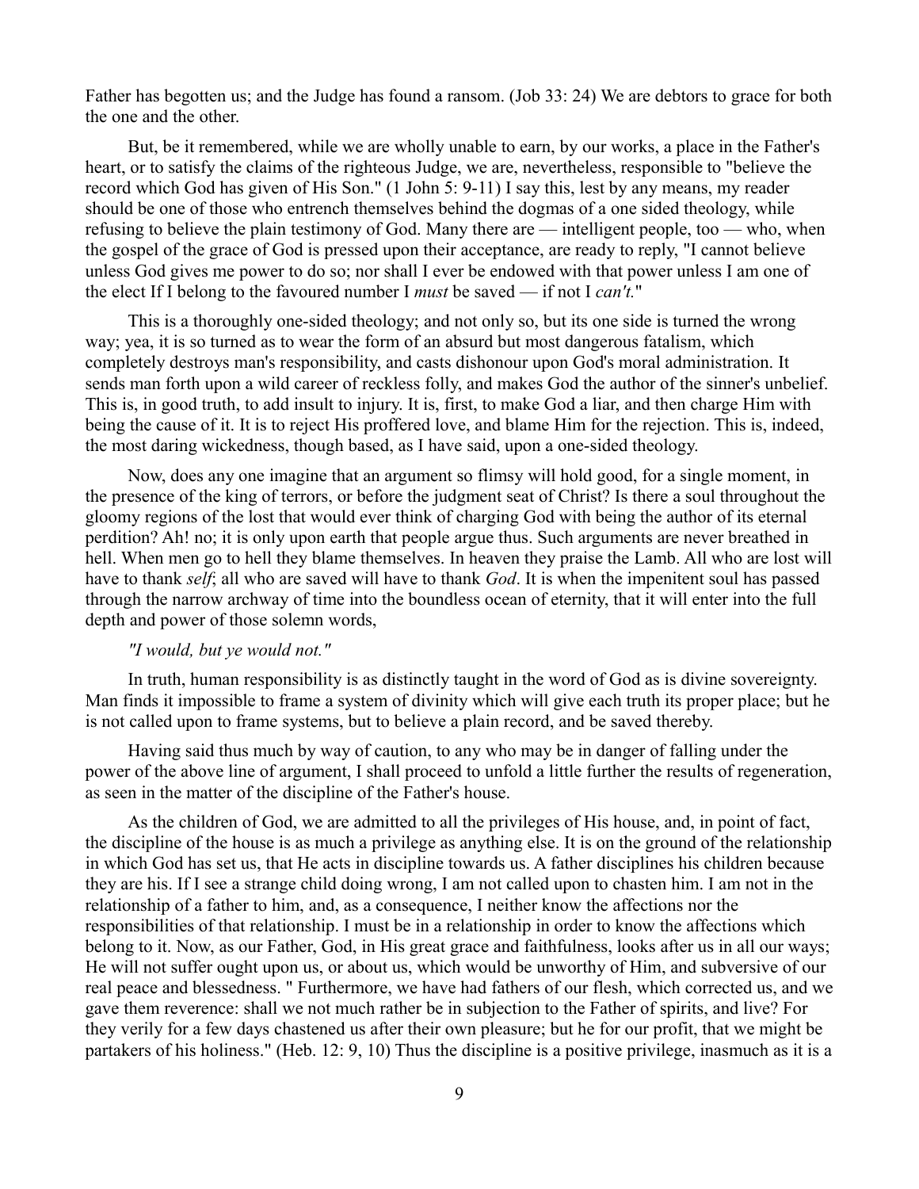Father has begotten us; and the Judge has found a ransom. (Job 33: 24) We are debtors to grace for both the one and the other.

But, be it remembered, while we are wholly unable to earn, by our works, a place in the Father's heart, or to satisfy the claims of the righteous Judge, we are, nevertheless, responsible to "believe the record which God has given of His Son." (1 John 5: 9-11) I say this, lest by any means, my reader should be one of those who entrench themselves behind the dogmas of a one sided theology, while refusing to believe the plain testimony of God. Many there are — intelligent people, too — who, when the gospel of the grace of God is pressed upon their acceptance, are ready to reply, "I cannot believe unless God gives me power to do so; nor shall I ever be endowed with that power unless I am one of the elect If I belong to the favoured number I *must* be saved — if not I *can't.*"

This is a thoroughly one-sided theology; and not only so, but its one side is turned the wrong way; yea, it is so turned as to wear the form of an absurd but most dangerous fatalism, which completely destroys man's responsibility, and casts dishonour upon God's moral administration. It sends man forth upon a wild career of reckless folly, and makes God the author of the sinner's unbelief. This is, in good truth, to add insult to injury. It is, first, to make God a liar, and then charge Him with being the cause of it. It is to reject His proffered love, and blame Him for the rejection. This is, indeed, the most daring wickedness, though based, as I have said, upon a one-sided theology.

Now, does any one imagine that an argument so flimsy will hold good, for a single moment, in the presence of the king of terrors, or before the judgment seat of Christ? Is there a soul throughout the gloomy regions of the lost that would ever think of charging God with being the author of its eternal perdition? Ah! no; it is only upon earth that people argue thus. Such arguments are never breathed in hell. When men go to hell they blame themselves. In heaven they praise the Lamb. All who are lost will have to thank *self*; all who are saved will have to thank *God*. It is when the impenitent soul has passed through the narrow archway of time into the boundless ocean of eternity, that it will enter into the full depth and power of those solemn words,

*"I would, but ye would not."*

In truth, human responsibility is as distinctly taught in the word of God as is divine sovereignty. Man finds it impossible to frame a system of divinity which will give each truth its proper place; but he is not called upon to frame systems, but to believe a plain record, and be saved thereby.

Having said thus much by way of caution, to any who may be in danger of falling under the power of the above line of argument, I shall proceed to unfold a little further the results of regeneration, as seen in the matter of the discipline of the Father's house.

As the children of God, we are admitted to all the privileges of His house, and, in point of fact, the discipline of the house is as much a privilege as anything else. It is on the ground of the relationship in which God has set us, that He acts in discipline towards us. A father disciplines his children because they are his. If I see a strange child doing wrong, I am not called upon to chasten him. I am not in the relationship of a father to him, and, as a consequence, I neither know the affections nor the responsibilities of that relationship. I must be in a relationship in order to know the affections which belong to it. Now, as our Father, God, in His great grace and faithfulness, looks after us in all our ways; He will not suffer ought upon us, or about us, which would be unworthy of Him, and subversive of our real peace and blessedness. " Furthermore, we have had fathers of our flesh, which corrected us, and we gave them reverence: shall we not much rather be in subjection to the Father of spirits, and live? For they verily for a few days chastened us after their own pleasure; but he for our profit, that we might be partakers of his holiness." (Heb. 12: 9, 10) Thus the discipline is a positive privilege, inasmuch as it is a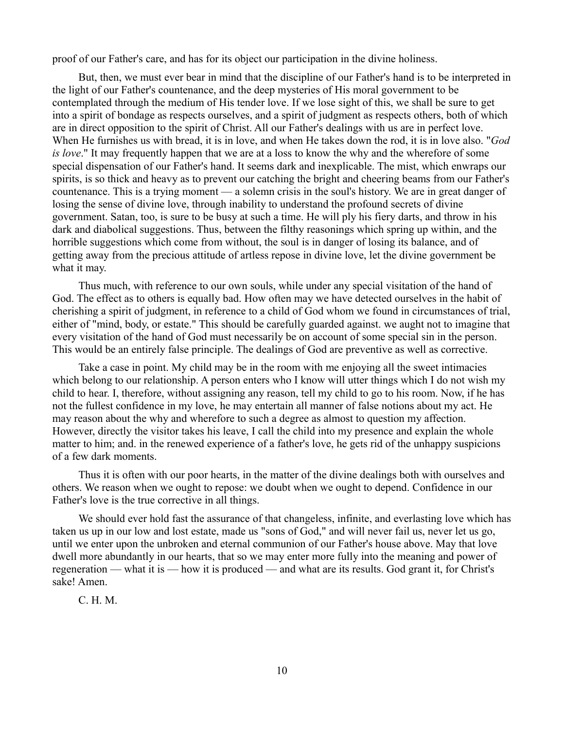proof of our Father's care, and has for its object our participation in the divine holiness.

But, then, we must ever bear in mind that the discipline of our Father's hand is to be interpreted in the light of our Father's countenance, and the deep mysteries of His moral government to be contemplated through the medium of His tender love. If we lose sight of this, we shall be sure to get into a spirit of bondage as respects ourselves, and a spirit of judgment as respects others, both of which are in direct opposition to the spirit of Christ. All our Father's dealings with us are in perfect love. When He furnishes us with bread, it is in love, and when He takes down the rod, it is in love also. "*God is love*." It may frequently happen that we are at a loss to know the why and the wherefore of some special dispensation of our Father's hand. It seems dark and inexplicable. The mist, which enwraps our spirits, is so thick and heavy as to prevent our catching the bright and cheering beams from our Father's countenance. This is a trying moment — a solemn crisis in the soul's history. We are in great danger of losing the sense of divine love, through inability to understand the profound secrets of divine government. Satan, too, is sure to be busy at such a time. He will ply his fiery darts, and throw in his dark and diabolical suggestions. Thus, between the filthy reasonings which spring up within, and the horrible suggestions which come from without, the soul is in danger of losing its balance, and of getting away from the precious attitude of artless repose in divine love, let the divine government be what it may.

Thus much, with reference to our own souls, while under any special visitation of the hand of God. The effect as to others is equally bad. How often may we have detected ourselves in the habit of cherishing a spirit of judgment, in reference to a child of God whom we found in circumstances of trial, either of "mind, body, or estate." This should be carefully guarded against. we aught not to imagine that every visitation of the hand of God must necessarily be on account of some special sin in the person. This would be an entirely false principle. The dealings of God are preventive as well as corrective.

Take a case in point. My child may be in the room with me enjoying all the sweet intimacies which belong to our relationship. A person enters who I know will utter things which I do not wish my child to hear. I, therefore, without assigning any reason, tell my child to go to his room. Now, if he has not the fullest confidence in my love, he may entertain all manner of false notions about my act. He may reason about the why and wherefore to such a degree as almost to question my affection. However, directly the visitor takes his leave, I call the child into my presence and explain the whole matter to him; and. in the renewed experience of a father's love, he gets rid of the unhappy suspicions of a few dark moments.

Thus it is often with our poor hearts, in the matter of the divine dealings both with ourselves and others. We reason when we ought to repose: we doubt when we ought to depend. Confidence in our Father's love is the true corrective in all things.

We should ever hold fast the assurance of that changeless, infinite, and everlasting love which has taken us up in our low and lost estate, made us "sons of God," and will never fail us, never let us go, until we enter upon the unbroken and eternal communion of our Father's house above. May that love dwell more abundantly in our hearts, that so we may enter more fully into the meaning and power of regeneration — what it is — how it is produced — and what are its results. God grant it, for Christ's sake! Amen.

C. H. M.